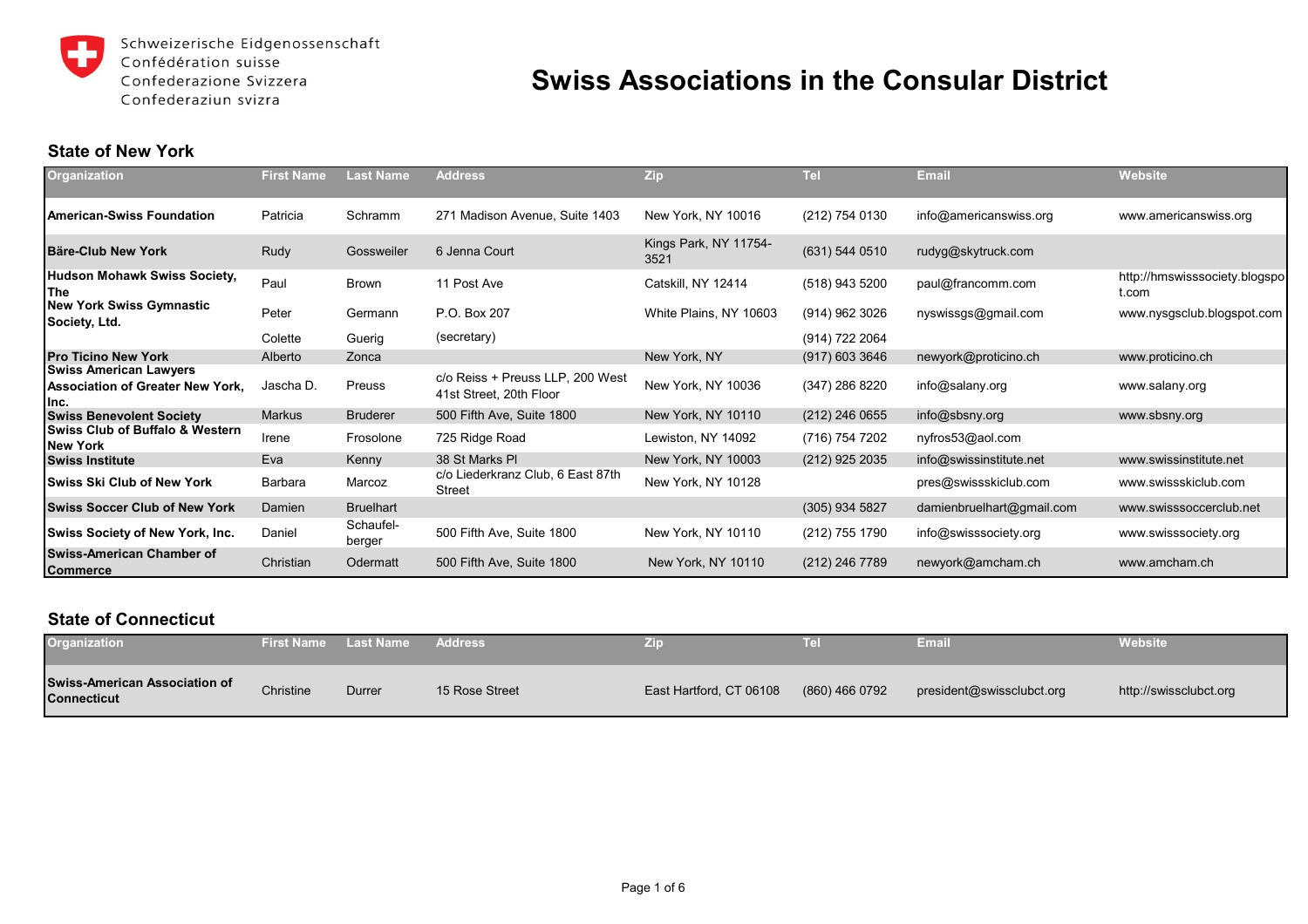Schweizerische Eidgenossenschaft
Confédération suisse
Confederazione Svizzera
Confederaziun svizra

# Swiss Associations in the Consular District

## State of New York

| Organization | First Name | Last Name | Address | Zip | Tel | Email | Website |
|---|---|---|---|---|---|---|---|
| **American-Swiss Foundation** | Patricia | Schramm | 271 Madison Avenue, Suite 1403 | New York, NY 10016 | (212) 754 0130 | info@americanswiss.org | www.americanswiss.org |
| **Bäre-Club New York** | Rudy | Gossweiler | 6 Jenna Court | Kings Park, NY 11754-3521 | (631) 544 0510 | rudyg@skytruck.com | |
| **Hudson Mohawk Swiss Society, The** | Paul | Brown | 11 Post Ave | Catskill, NY 12414 | (518) 943 5200 | paul@francomm.com | http://hmswisssociety.blogspot.com |
| **New York Swiss Gymnastic Society, Ltd.** | Peter | Germann | P.O. Box 207 | White Plains, NY 10603 | (914) 962 3026 | nyswissgs@gmail.com | www.nysgsclub.blogspot.com |
| | Colette | Guerig | (secretary) | | (914) 722 2064 | | |
| **Pro Ticino New York** | Alberto | Zonca | | New York, NY | (917) 603 3646 | newyork@proticino.ch | www.proticino.ch |
| **Swiss American Lawyers Association of Greater New York, Inc.** | Jascha D. | Preuss | c/o Reiss + Preuss LLP, 200 West 41st Street, 20th Floor | New York, NY 10036 | (347) 286 8220 | info@salany.org | www.salany.org |
| **Swiss Benevolent Society** | Markus | Bruderer | 500 Fifth Ave, Suite 1800 | New York, NY 10110 | (212) 246 0655 | info@sbsny.org | www.sbsny.org |
| **Swiss Club of Buffalo & Western New York** | Irene | Frosolone | 725 Ridge Road | Lewiston, NY 14092 | (716) 754 7202 | nyfros53@aol.com | |
| **Swiss Institute** | Eva | Kenny | 38 St Marks Pl | New York, NY 10003 | (212) 925 2035 | info@swissinstitute.net | www.swissinstitute.net |
| **Swiss Ski Club of New York** | Barbara | Marcoz | c/o Liederkranz Club, 6 East 87th Street | New York, NY 10128 | | pres@swissskiclub.com | www.swissskiclub.com |
| **Swiss Soccer Club of New York** | Damien | Bruelhart | | | (305) 934 5827 | damienbruelhart@gmail.com | www.swisssoccerclub.net |
| **Swiss Society of New York, Inc.** | Daniel | Schaufel-berger | 500 Fifth Ave, Suite 1800 | New York, NY 10110 | (212) 755 1790 | info@swisssociety.org | www.swisssociety.org |
| **Swiss-American Chamber of Commerce** | Christian | Odermatt | 500 Fifth Ave, Suite 1800 | New York, NY 10110 | (212) 246 7789 | newyork@amcham.ch | www.amcham.ch |

## State of Connecticut

| Organization | First Name | Last Name | Address | Zip | Tel | Email | Website |
|---|---|---|---|---|---|---|---|
| **Swiss-American Association of Connecticut** | Christine | Durrer | 15 Rose Street | East Hartford, CT 06108 | (860) 466 0792 | president@swissclubct.org | http://swissclubct.org |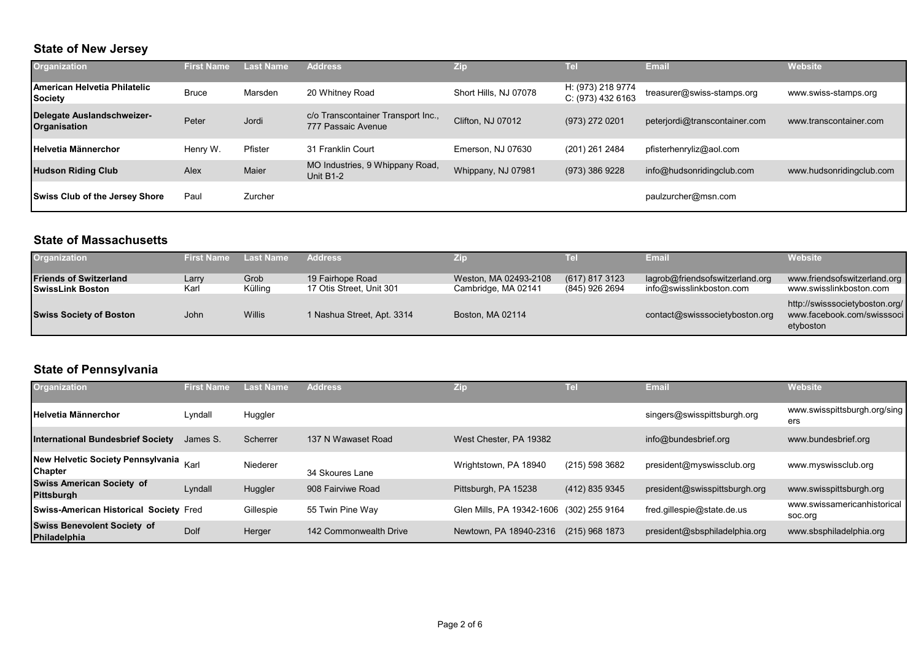## State of New Jersey

| Organization | First Name | Last Name | Address | Zip | Tel | Email | Website |
|---|---|---|---|---|---|---|---|
| **American Helvetia Philatelic Society** | Bruce | Marsden | 20 Whitney Road | Short Hills, NJ 07078 | H: (973) 218 9774 C: (973) 432 6163 | treasurer@swiss-stamps.org | www.swiss-stamps.org |
| **Delegate Auslandschweizer-Organisation** | Peter | Jordi | c/o Transcontainer Transport Inc., 777 Passaic Avenue | Clifton, NJ 07012 | (973) 272 0201 | peterjordi@transcontainer.com | www.transcontainer.com |
| **Helvetia Männerchor** | Henry W. | Pfister | 31 Franklin Court | Emerson, NJ 07630 | (201) 261 2484 | pfisterhenryliz@aol.com | |
| **Hudson Riding Club** | Alex | Maier | MO Industries, 9 Whippany Road, Unit B1-2 | Whippany, NJ 07981 | (973) 386 9228 | info@hudsonridingclub.com | www.hudsonridingclub.com |
| **Swiss Club of the Jersey Shore** | Paul | Zurcher | | | | paulzurcher@msn.com | |

## State of Massachusetts

| Organization | First Name | Last Name | Address | Zip | Tel | Email | Website |
|---|---|---|---|---|---|---|---|
| **Friends of Switzerland** | Larry | Grob | 19 Fairhope Road | Weston, MA 02493-2108 | (617) 817 3123 | lagrob@friendsofswitzerland.org | www.friendsofswitzerland.org |
| **SwissLink Boston** | Karl | Külling | 17 Otis Street, Unit 301 | Cambridge, MA 02141 | (845) 926 2694 | info@swisslinkboston.com | www.swisslinkboston.com |
| **Swiss Society of Boston** | John | Willis | 1 Nashua Street, Apt. 3314 | Boston, MA 02114 | | contact@swisssocietyboston.org | http://swisssocietyboston.org/ www.facebook.com/swisssocietyboston |

## State of Pennsylvania

| Organization | First Name | Last Name | Address | Zip | Tel | Email | Website |
|---|---|---|---|---|---|---|---|
| **Helvetia Männerchor** | Lyndall | Huggler | | | | singers@swisspittsburgh.org | www.swisspittsburgh.org/singers |
| **International Bundesbrief Society** | James S. | Scherrer | 137 N Wawaset Road | West Chester, PA 19382 | | info@bundesbrief.org | www.bundesbrief.org |
| **New Helvetic Society Pennsylvania Chapter** | Karl | Niederer | 34 Skoures Lane | Wrightstown, PA 18940 | (215) 598 3682 | president@myswissclub.org | www.myswissclub.org |
| **Swiss American Society of Pittsburgh** | Lyndall | Huggler | 908 Fairviwe Road | Pittsburgh, PA 15238 | (412) 835 9345 | president@swisspittsburgh.org | www.swisspittsburgh.org |
| **Swiss-American Historical Society** | Fred | Gillespie | 55 Twin Pine Way | Glen Mills, PA 19342-1606 | (302) 255 9164 | fred.gillespie@state.de.us | www.swissamericanhistoricalsoc.org |
| **Swiss Benevolent Society of Philadelphia** | Dolf | Herger | 142 Commonwealth Drive | Newtown, PA 18940-2316 | (215) 968 1873 | president@sbsphiladelphia.org | www.sbsphiladelphia.org |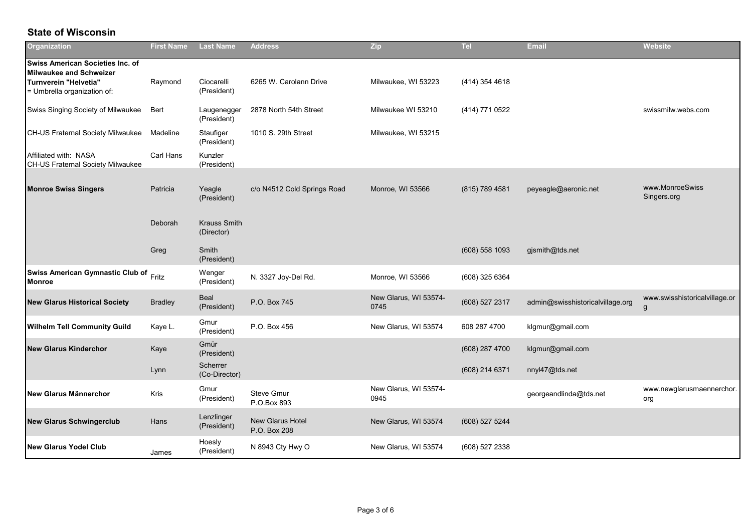## State of Wisconsin

| Organization | First Name | Last Name | Address | Zip | Tel | Email | Website |
|---|---|---|---|---|---|---|---|
| **Swiss American Societies Inc. of Milwaukee and Schweizer Turnverein "Helvetia"** = Umbrella organization of: | Raymond | Ciocarelli (President) | 6265 W. Carolann Drive | Milwaukee, WI 53223 | (414) 354 4618 | | |
| Swiss Singing Society of Milwaukee | Bert | Laugenegger (President) | 2878 North 54th Street | Milwaukee WI 53210 | (414) 771 0522 | | swissmilw.webs.com |
| CH-US Fraternal Society Milwaukee | Madeline | Staufiger (President) | 1010 S. 29th Street | Milwaukee, WI 53215 | | | |
| Affiliated with: NASA CH-US Fraternal Society Milwaukee | Carl Hans | Kunzler (President) | | | | | |
| **Monroe Swiss Singers** | Patricia | Yeagle (President) | c/o N4512 Cold Springs Road | Monroe, WI 53566 | (815) 789 4581 | peyeagle@aeronic.net | www.MonroeSwiss Singers.org |
| | Deborah | Krauss Smith (Director) | | | | | |
| | Greg | Smith (President) | | | (608) 558 1093 | gjsmith@tds.net | |
| **Swiss American Gymnastic Club of Monroe** | Fritz | Wenger (President) | N. 3327 Joy-Del Rd. | Monroe, WI 53566 | (608) 325 6364 | | |
| **New Glarus Historical Society** | Bradley | Beal (President) | P.O. Box 745 | New Glarus, WI 53574-0745 | (608) 527 2317 | admin@swisshistoricalvillage.org | www.swisshistoricalvillage.org |
| **Wilhelm Tell Community Guild** | Kaye L. | Gmur (President) | P.O. Box 456 | New Glarus, WI 53574 | 608 287 4700 | klgmur@gmail.com | |
| **New Glarus Kinderchor** | Kaye | Gmür (President) | | | (608) 287 4700 | klgmur@gmail.com | |
| | Lynn | Scherrer (Co-Director) | | | (608) 214 6371 | nnyl47@tds.net | |
| **New Glarus Männerchor** | Kris | Gmur (President) | Steve Gmur P.O.Box 893 | New Glarus, WI 53574-0945 | | georgeandlinda@tds.net | www.newglarusmaennerchor.org |
| **New Glarus Schwingerclub** | Hans | Lenzlinger (President) | New Glarus Hotel P.O. Box 208 | New Glarus, WI 53574 | (608) 527 5244 | | |
| **New Glarus Yodel Club** | James | Hoesly (President) | N 8943 Cty Hwy O | New Glarus, WI 53574 | (608) 527 2338 | | |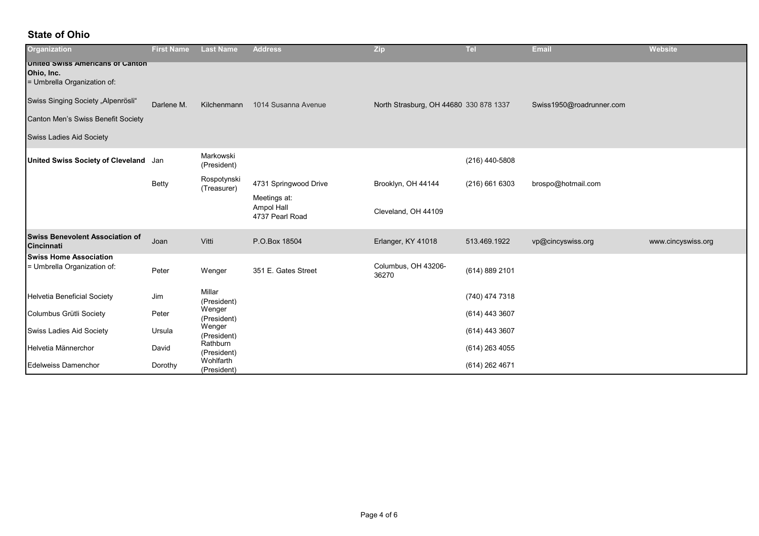## State of Ohio

| Organization | First Name | Last Name | Address | Zip | Tel | Email | Website |
|---|---|---|---|---|---|---|---|
| **United Swiss Americans of Canton Ohio, Inc.** = Umbrella Organization of: | | | | | | | |
| Swiss Singing Society „Alpenrösli" | Darlene M. | Kilchenmann | 1014 Susanna Avenue | North Strasburg, OH 44680 | 330 878 1337 | Swiss1950@roadrunner.com | |
| Canton Men's Swiss Benefit Society | | | | | | | |
| Swiss Ladies Aid Society | | | | | | | |
| **United Swiss Society of Cleveland** | Jan | Markowski (President) | | | (216) 440-5808 | | |
| | Betty | Rospotynski (Treasurer) | 4731 Springwood Drive | Brooklyn, OH 44144 | (216) 661 6303 | brospo@hotmail.com | |
| | | | Meetings at: Ampol Hall 4737 Pearl Road | Cleveland, OH 44109 | | | |
| **Swiss Benevolent Association of Cincinnati** | Joan | Vitti | P.O.Box 18504 | Erlanger, KY 41018 | 513.469.1922 | vp@cincyswiss.org | www.cincyswiss.org |
| **Swiss Home Association** = Umbrella Organization of: | Peter | Wenger | 351 E. Gates Street | Columbus, OH 43206-36270 | (614) 889 2101 | | |
| Helvetia Beneficial Society | Jim | Millar (President) | | | (740) 474 7318 | | |
| Columbus Grütli Society | Peter | Wenger (President) | | | (614) 443 3607 | | |
| Swiss Ladies Aid Society | Ursula | Wenger (President) | | | (614) 443 3607 | | |
| Helvetia Männerchor | David | Rathburn (President) | | | (614) 263 4055 | | |
| Edelweiss Damenchor | Dorothy | Wohlfarth (President) | | | (614) 262 4671 | | |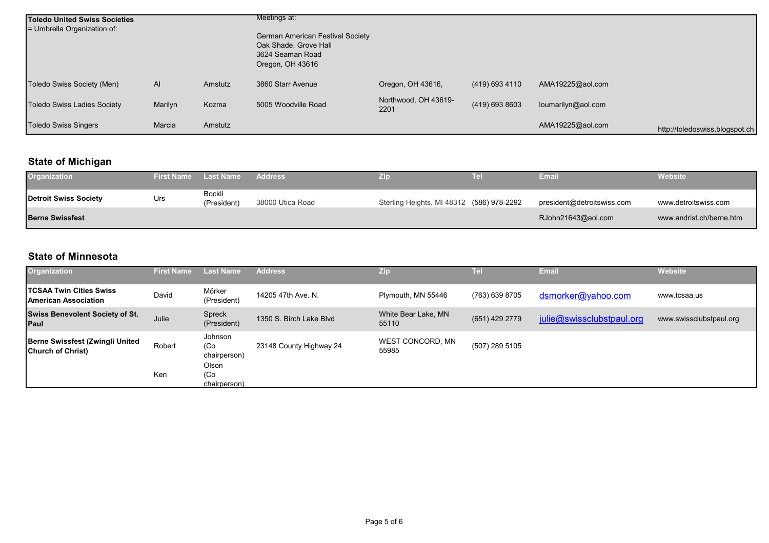| | | | | | | | |
|---|---|---|---|---|---|---|---|
| **Toledo United Swiss Societies** = Umbrella Organization of: | | | Meetings at: German American Festival Society Oak Shade, Grove Hall 3624 Seaman Road Oregon, OH 43616 | | | | |
| Toledo Swiss Society (Men) | Al | Amstutz | 3860 Starr Avenue | Oregon, OH 43616, | (419) 693 4110 | AMA19225@aol.com | |
| Toledo Swiss Ladies Society | Marilyn | Kozma | 5005 Woodville Road | Northwood, OH 43619-2201 | (419) 693 8603 | loumarilyn@aol.com | |
| Toledo Swiss Singers | Marcia | Amstutz | | | | AMA19225@aol.com | http://toledoswiss.blogspot.ch |

## State of Michigan

| Organization | First Name | Last Name | Address | Zip | Tel | Email | Website |
|---|---|---|---|---|---|---|---|
| **Detroit Swiss Society** | Urs | Bockli (President) | 38000 Utica Road | Sterling Heights, MI 48312 | (586) 978-2292 | president@detroitswiss.com | www.detroitswiss.com |
| **Berne Swissfest** | | | | | | RJohn21643@aol.com | www.andrist.ch/berne.htm |

## State of Minnesota

| Organization | First Name | Last Name | Address | Zip | Tel | Email | Website |
|---|---|---|---|---|---|---|---|
| **TCSAA Twin Cities Swiss American Association** | David | Mörker (President) | 14205 47th Ave. N. | Plymouth, MN 55446 | (763) 639 8705 | dsmorker@yahoo.com | www.tcsaa.us |
| **Swiss Benevolent Society of St. Paul** | Julie | Spreck (President) | 1350 S. Birch Lake Blvd | White Bear Lake, MN 55110 | (651) 429 2779 | julie@swissclubstpaul.org | www.swissclubstpaul.org |
| **Berne Swissfest (Zwingli United Church of Christ)** | Robert | Johnson (Co chairperson) | 23148 County Highway 24 | WEST CONCORD, MN 55985 | (507) 289 5105 | | |
| | Ken | Olson (Co chairperson) | | | | | |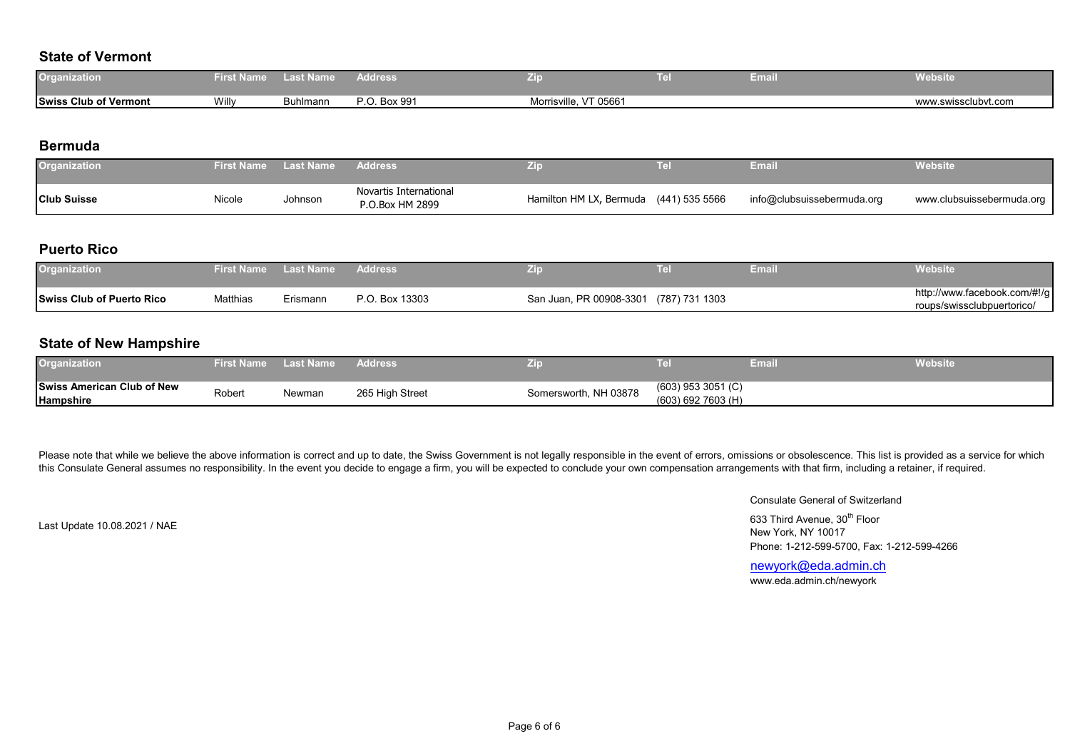## State of Vermont

| Organization | First Name | Last Name | Address | Zip | Tel | Email | Website |
|---|---|---|---|---|---|---|---|
| **Swiss Club of Vermont** | Willy | Buhlmann | P.O. Box 991 | Morrisville, VT 05661 | | | www.swissclubvt.com |

## Bermuda

| Organization | First Name | Last Name | Address | Zip | Tel | Email | Website |
|---|---|---|---|---|---|---|---|
| **Club Suisse** | Nicole | Johnson | Novartis International P.O.Box HM 2899 | Hamilton HM LX, Bermuda | (441) 535 5566 | info@clubsuissebermuda.org | www.clubsuissebermuda.org |

## Puerto Rico

| Organization | First Name | Last Name | Address | Zip | Tel | Email | Website |
|---|---|---|---|---|---|---|---|
| **Swiss Club of Puerto Rico** | Matthias | Erismann | P.O. Box 13303 | San Juan, PR 00908-3301 | (787) 731 1303 | | http://www.facebook.com/#!/groups/swissclubpuertorico/ |

## State of New Hampshire

| Organization | First Name | Last Name | Address | Zip | Tel | Email | Website |
|---|---|---|---|---|---|---|---|
| **Swiss American Club of New Hampshire** | Robert | Newman | 265 High Street | Somersworth, NH 03878 | (603) 953 3051 (C) (603) 692 7603 (H) | | |

Please note that while we believe the above information is correct and up to date, the Swiss Government is not legally responsible in the event of errors, omissions or obsolescence. This list is provided as a service for which this Consulate General assumes no responsibility. In the event you decide to engage a firm, you will be expected to conclude your own compensation arrangements with that firm, including a retainer, if required.

Last Update 10.08.2021 / NAE

Consulate General of Switzerland
633 Third Avenue, 30th Floor
New York, NY 10017
Phone: 1-212-599-5700, Fax: 1-212-599-4266
newyork@eda.admin.ch
www.eda.admin.ch/newyork